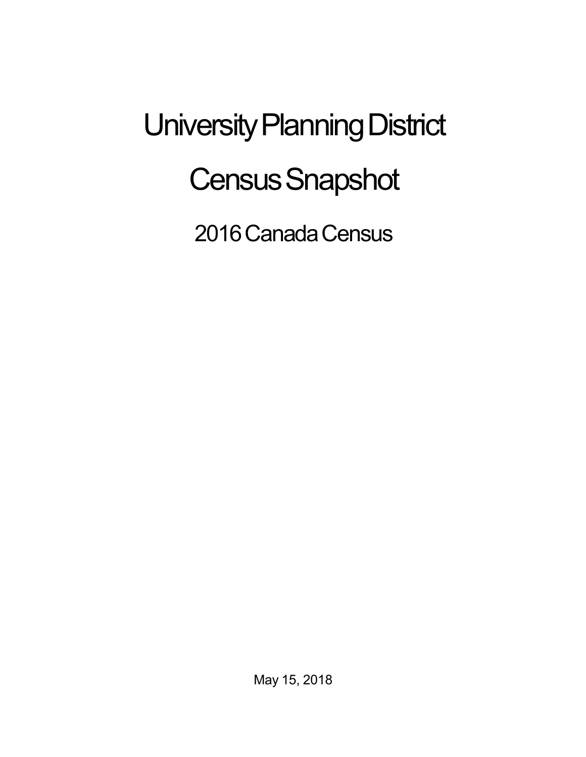# University Planning District

# Census Snapshot

## 2016 Canada Census

May 15, 2018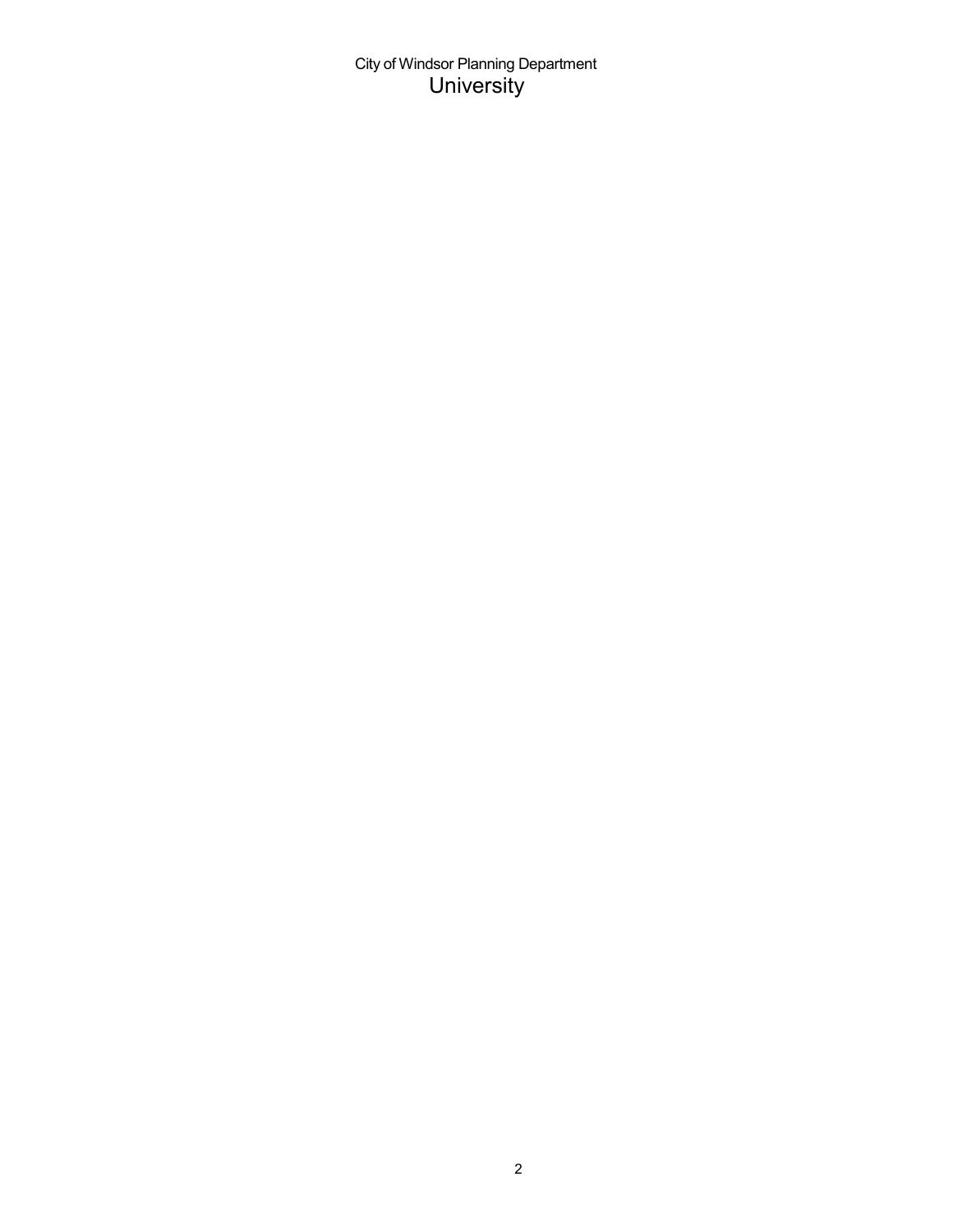City of Windsor Planning Department

# University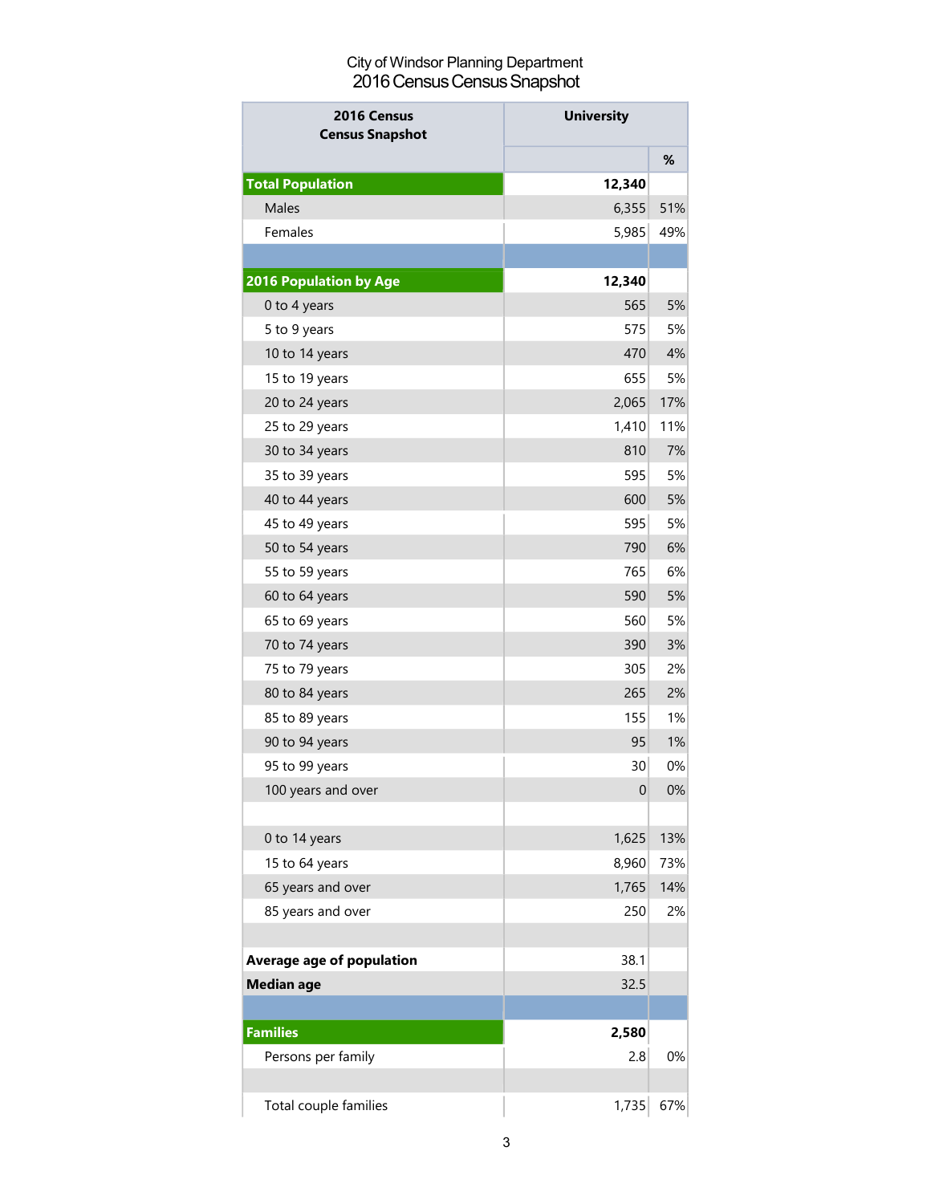City of Windsor Planning Department
2016 Census Census Snapshot

| 2016 Census Census Snapshot | University | |
|---|---|---|
| | | % |
| **Total Population** | **12,340** | |
| Males | 6,355 | 51% |
| Females | 5,985 | 49% |
| | | |
| **2016 Population by Age** | **12,340** | |
| 0 to 4 years | 565 | 5% |
| 5 to 9 years | 575 | 5% |
| 10 to 14 years | 470 | 4% |
| 15 to 19 years | 655 | 5% |
| 20 to 24 years | 2,065 | 17% |
| 25 to 29 years | 1,410 | 11% |
| 30 to 34 years | 810 | 7% |
| 35 to 39 years | 595 | 5% |
| 40 to 44 years | 600 | 5% |
| 45 to 49 years | 595 | 5% |
| 50 to 54 years | 790 | 6% |
| 55 to 59 years | 765 | 6% |
| 60 to 64 years | 590 | 5% |
| 65 to 69 years | 560 | 5% |
| 70 to 74 years | 390 | 3% |
| 75 to 79 years | 305 | 2% |
| 80 to 84 years | 265 | 2% |
| 85 to 89 years | 155 | 1% |
| 90 to 94 years | 95 | 1% |
| 95 to 99 years | 30 | 0% |
| 100 years and over | 0 | 0% |
| | | |
| 0 to 14 years | 1,625 | 13% |
| 15 to 64 years | 8,960 | 73% |
| 65 years and over | 1,765 | 14% |
| 85 years and over | 250 | 2% |
| | | |
| **Average age of population** | 38.1 | |
| **Median age** | 32.5 | |
| | | |
| **Families** | **2,580** | |
| Persons per family | 2.8 | 0% |
| | | |
| Total couple families | 1,735 | 67% |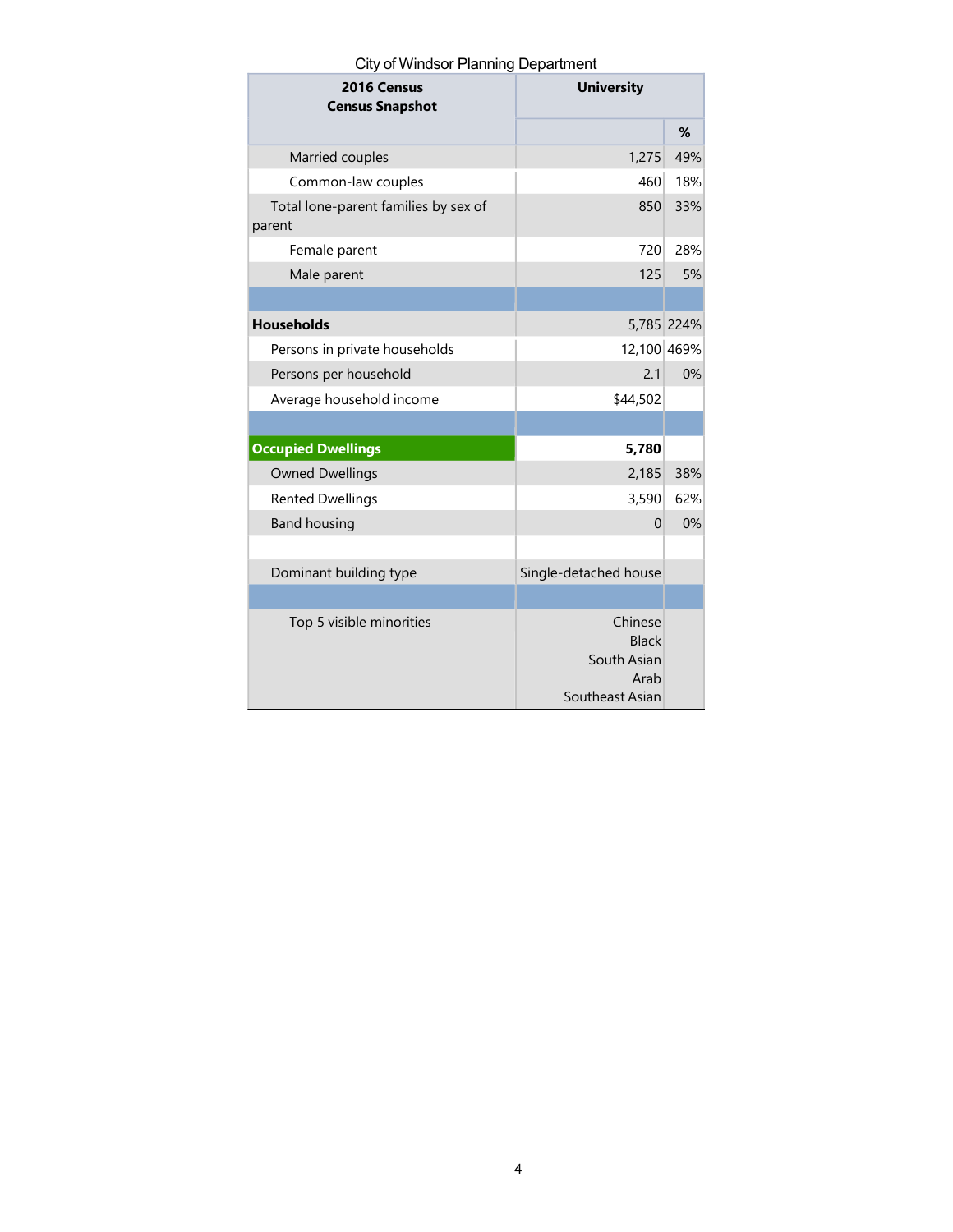City of Windsor Planning Department

| 2016 Census<br>Census Snapshot | University | |
|---|---|---|
| | | % |
| Married couples | 1,275 | 49% |
| Common-law couples | 460 | 18% |
| Total lone-parent families by sex of parent | 850 | 33% |
| Female parent | 720 | 28% |
| Male parent | 125 | 5% |
| | | |
| **Households** | 5,785 | 224% |
| Persons in private households | 12,100 | 469% |
| Persons per household | 2.1 | 0% |
| Average household income | $44,502 | |
| | | |
| **Occupied Dwellings** | **5,780** | |
| Owned Dwellings | 2,185 | 38% |
| Rented Dwellings | 3,590 | 62% |
| Band housing | 0 | 0% |
| | | |
| Dominant building type | Single-detached house | |
| | | |
| Top 5 visible minorities | Chinese<br>Black<br>South Asian<br>Arab<br>Southeast Asian | |